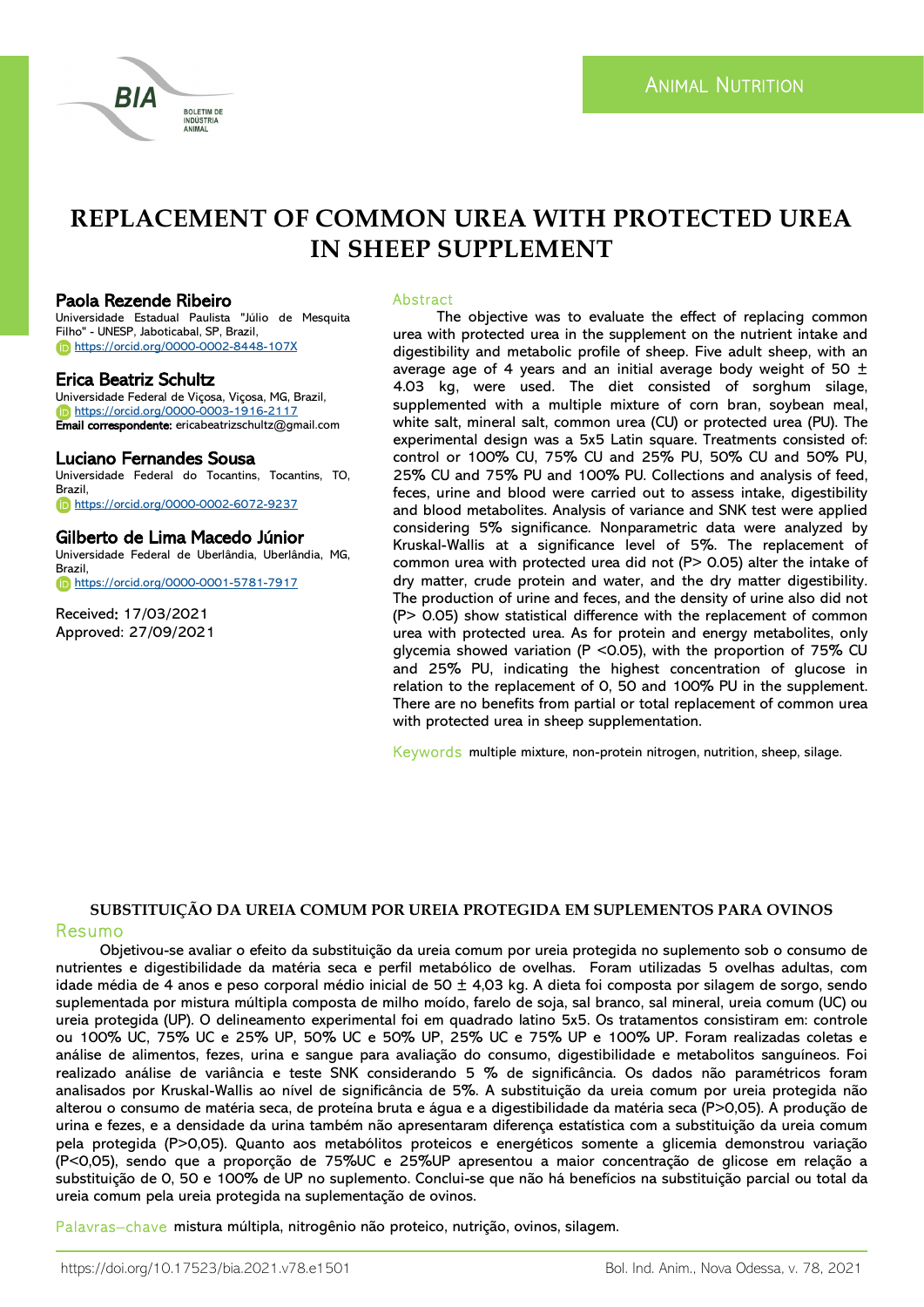ANIMAL NUTRITION

# REPLACEMENT OF COMMON UREA WITH PROTECTED UREA IN SHEEP SUPPLEMENT

**Paola Rezende Ribeiro**
Universidade Estadual Paulista "Júlio de Mesquita Filho" - UNESP, Jaboticabal, SP, Brazil,
https://orcid.org/0000-0002-8448-107X

**Erica Beatriz Schultz**
Universidade Federal de Viçosa, Viçosa, MG, Brazil,
https://orcid.org/0000-0003-1916-2117
**Email correspondente:** ericabeatrizschultz@gmail.com

**Luciano Fernandes Sousa**
Universidade Federal do Tocantins, Tocantins, TO, Brazil,
https://orcid.org/0000-0002-6072-9237

**Gilberto de Lima Macedo Júnior**
Universidade Federal de Uberlândia, Uberlândia, MG, Brazil,
https://orcid.org/0000-0001-5781-7917

Received: 17/03/2021
Approved: 27/09/2021

## Abstract

The objective was to evaluate the effect of replacing common urea with protected urea in the supplement on the nutrient intake and digestibility and metabolic profile of sheep. Five adult sheep, with an average age of 4 years and an initial average body weight of 50 ± 4.03 kg, were used. The diet consisted of sorghum silage, supplemented with a multiple mixture of corn bran, soybean meal, white salt, mineral salt, common urea (CU) or protected urea (PU). The experimental design was a 5x5 Latin square. Treatments consisted of: control or 100% CU, 75% CU and 25% PU, 50% CU and 50% PU, 25% CU and 75% PU and 100% PU. Collections and analysis of feed, feces, urine and blood were carried out to assess intake, digestibility and blood metabolites. Analysis of variance and SNK test were applied considering 5% significance. Nonparametric data were analyzed by Kruskal-Wallis at a significance level of 5%. The replacement of common urea with protected urea did not ($P > 0.05$) alter the intake of dry matter, crude protein and water, and the dry matter digestibility. The production of urine and feces, and the density of urine also did not ($P > 0.05$) show statistical difference with the replacement of common urea with protected urea. As for protein and energy metabolites, only glycemia showed variation ($P < 0.05$), with the proportion of 75% CU and 25% PU, indicating the highest concentration of glucose in relation to the replacement of 0, 50 and 100% PU in the supplement. There are no benefits from partial or total replacement of common urea with protected urea in sheep supplementation.

**Keywords** multiple mixture, non-protein nitrogen, nutrition, sheep, silage.

### SUBSTITUIÇÃO DA UREIA COMUM POR UREIA PROTEGIDA EM SUPLEMENTOS PARA OVINOS

## Resumo

Objetivou-se avaliar o efeito da substituição da ureia comum por ureia protegida no suplemento sob o consumo de nutrientes e digestibilidade da matéria seca e perfil metabólico de ovelhas. Foram utilizadas 5 ovelhas adultas, com idade média de 4 anos e peso corporal médio inicial de 50 ± 4,03 kg. A dieta foi composta por silagem de sorgo, sendo suplementada por mistura múltipla composta de milho moído, farelo de soja, sal branco, sal mineral, ureia comum (UC) ou ureia protegida (UP). O delineamento experimental foi em quadrado latino 5x5. Os tratamentos consistiram em: controle ou 100% UC, 75% UC e 25% UP, 50% UC e 50% UP, 25% UC e 75% UP e 100% UP. Foram realizadas coletas e análise de alimentos, fezes, urina e sangue para avaliação do consumo, digestibilidade e metabolitos sanguíneos. Foi realizado análise de variância e teste SNK considerando 5 % de significância. Os dados não paramétricos foram analisados por Kruskal-Wallis ao nível de significância de 5%. A substituição da ureia comum por ureia protegida não alterou o consumo de matéria seca, de proteína bruta e água e a digestibilidade da matéria seca ($P>0,05$). A produção de urina e fezes, e a densidade da urina também não apresentaram diferença estatística com a substituição da ureia comum pela protegida ($P>0,05$). Quanto aos metabólitos proteicos e energéticos somente a glicemia demonstrou variação ($P<0,05$), sendo que a proporção de 75%UC e 25%UP apresentou a maior concentração de glicose em relação a substituição de 0, 50 e 100% de UP no suplemento. Conclui-se que não há benefícios na substituição parcial ou total da ureia comum pela ureia protegida na suplementação de ovinos.

**Palavras–chave** mistura múltipla, nitrogênio não proteico, nutrição, ovinos, silagem.

https://doi.org/10.17523/bia.2021.v78.e1501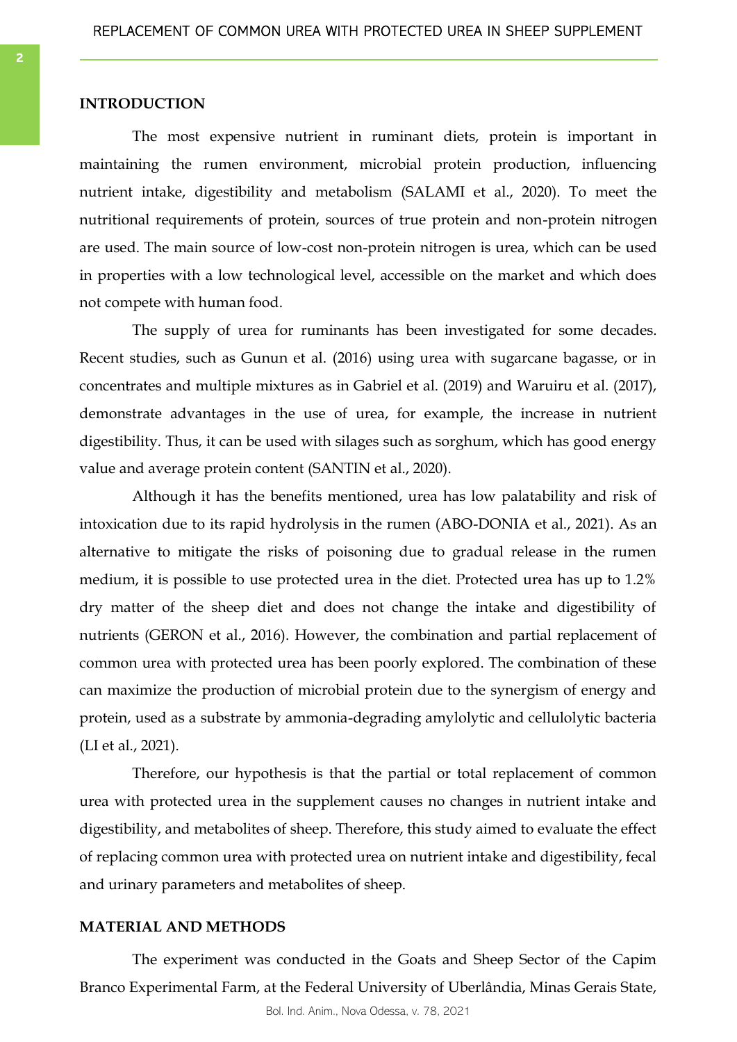## INTRODUCTION

The most expensive nutrient in ruminant diets, protein is important in maintaining the rumen environment, microbial protein production, influencing nutrient intake, digestibility and metabolism (SALAMI et al., 2020). To meet the nutritional requirements of protein, sources of true protein and non-protein nitrogen are used. The main source of low-cost non-protein nitrogen is urea, which can be used in properties with a low technological level, accessible on the market and which does not compete with human food.

The supply of urea for ruminants has been investigated for some decades. Recent studies, such as Gunun et al. (2016) using urea with sugarcane bagasse, or in concentrates and multiple mixtures as in Gabriel et al. (2019) and Waruiru et al. (2017), demonstrate advantages in the use of urea, for example, the increase in nutrient digestibility. Thus, it can be used with silages such as sorghum, which has good energy value and average protein content (SANTIN et al., 2020).

Although it has the benefits mentioned, urea has low palatability and risk of intoxication due to its rapid hydrolysis in the rumen (ABO-DONIA et al., 2021). As an alternative to mitigate the risks of poisoning due to gradual release in the rumen medium, it is possible to use protected urea in the diet. Protected urea has up to 1.2% dry matter of the sheep diet and does not change the intake and digestibility of nutrients (GERON et al., 2016). However, the combination and partial replacement of common urea with protected urea has been poorly explored. The combination of these can maximize the production of microbial protein due to the synergism of energy and protein, used as a substrate by ammonia-degrading amylolytic and cellulolytic bacteria (LI et al., 2021).

Therefore, our hypothesis is that the partial or total replacement of common urea with protected urea in the supplement causes no changes in nutrient intake and digestibility, and metabolites of sheep. Therefore, this study aimed to evaluate the effect of replacing common urea with protected urea on nutrient intake and digestibility, fecal and urinary parameters and metabolites of sheep.

## MATERIAL AND METHODS

The experiment was conducted in the Goats and Sheep Sector of the Capim Branco Experimental Farm, at the Federal University of Uberlândia, Minas Gerais State,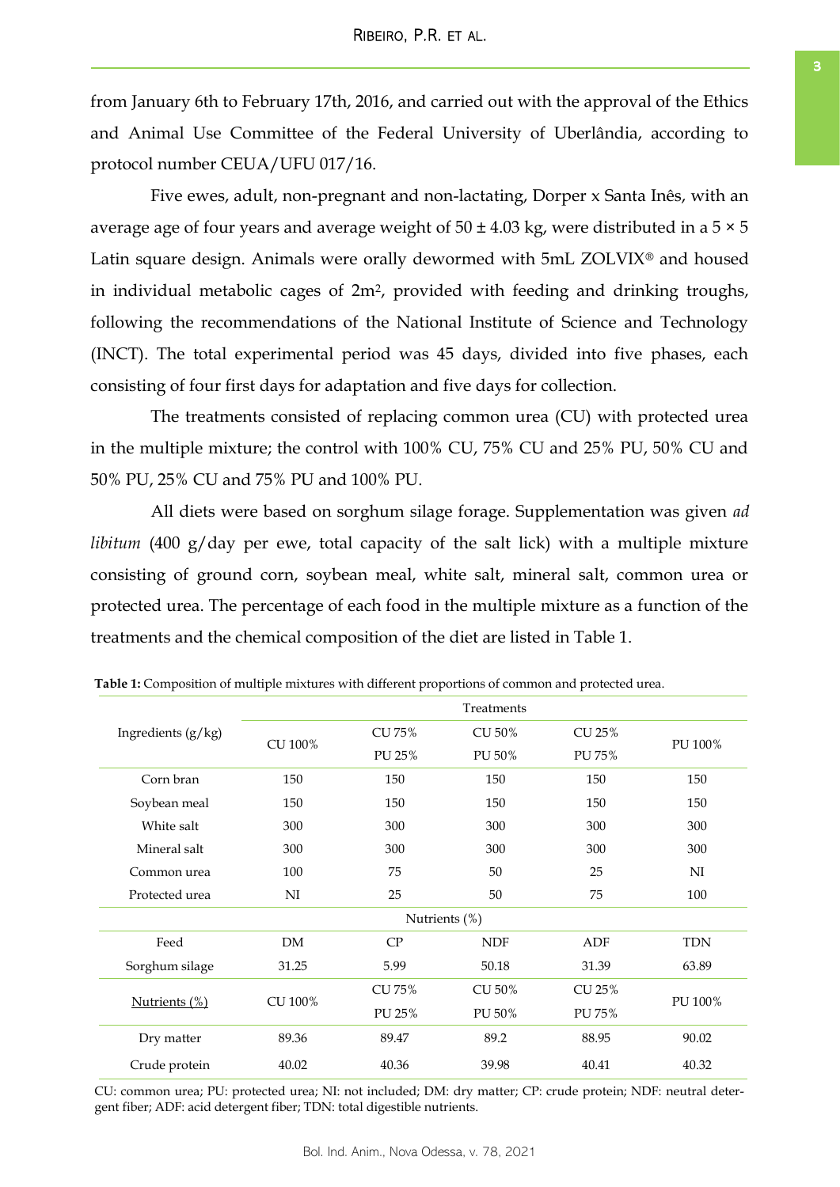from January 6th to February 17th, 2016, and carried out with the approval of the Ethics and Animal Use Committee of the Federal University of Uberlândia, according to protocol number CEUA/UFU 017/16.

Five ewes, adult, non-pregnant and non-lactating, Dorper x Santa Inês, with an average age of four years and average weight of 50 ± 4.03 kg, were distributed in a 5 × 5 Latin square design. Animals were orally dewormed with 5mL ZOLVIX® and housed in individual metabolic cages of 2m², provided with feeding and drinking troughs, following the recommendations of the National Institute of Science and Technology (INCT). The total experimental period was 45 days, divided into five phases, each consisting of four first days for adaptation and five days for collection.

The treatments consisted of replacing common urea (CU) with protected urea in the multiple mixture; the control with 100% CU, 75% CU and 25% PU, 50% CU and 50% PU, 25% CU and 75% PU and 100% PU.

All diets were based on sorghum silage forage. Supplementation was given *ad libitum* (400 g/day per ewe, total capacity of the salt lick) with a multiple mixture consisting of ground corn, soybean meal, white salt, mineral salt, common urea or protected urea. The percentage of each food in the multiple mixture as a function of the treatments and the chemical composition of the diet are listed in Table 1.

**Table 1:** Composition of multiple mixtures with different proportions of common and protected urea.

| Ingredients (g/kg) | Treatments | | | | |
|---|---|---|---|---|---|
| | CU 100% | CU 75% PU 25% | CU 50% PU 50% | CU 25% PU 75% | PU 100% |
| Corn bran | 150 | 150 | 150 | 150 | 150 |
| Soybean meal | 150 | 150 | 150 | 150 | 150 |
| White salt | 300 | 300 | 300 | 300 | 300 |
| Mineral salt | 300 | 300 | 300 | 300 | 300 |
| Common urea | 100 | 75 | 50 | 25 | NI |
| Protected urea | NI | 25 | 50 | 75 | 100 |
| | | | Nutrients (%) | | |
| Feed | DM | CP | NDF | ADF | TDN |
| Sorghum silage | 31.25 | 5.99 | 50.18 | 31.39 | 63.89 |
| Nutrients (%) | CU 100% | CU 75% PU 25% | CU 50% PU 50% | CU 25% PU 75% | PU 100% |
| Dry matter | 89.36 | 89.47 | 89.2 | 88.95 | 90.02 |
| Crude protein | 40.02 | 40.36 | 39.98 | 40.41 | 40.32 |

CU: common urea; PU: protected urea; NI: not included; DM: dry matter; CP: crude protein; NDF: neutral detergent fiber; ADF: acid detergent fiber; TDN: total digestible nutrients.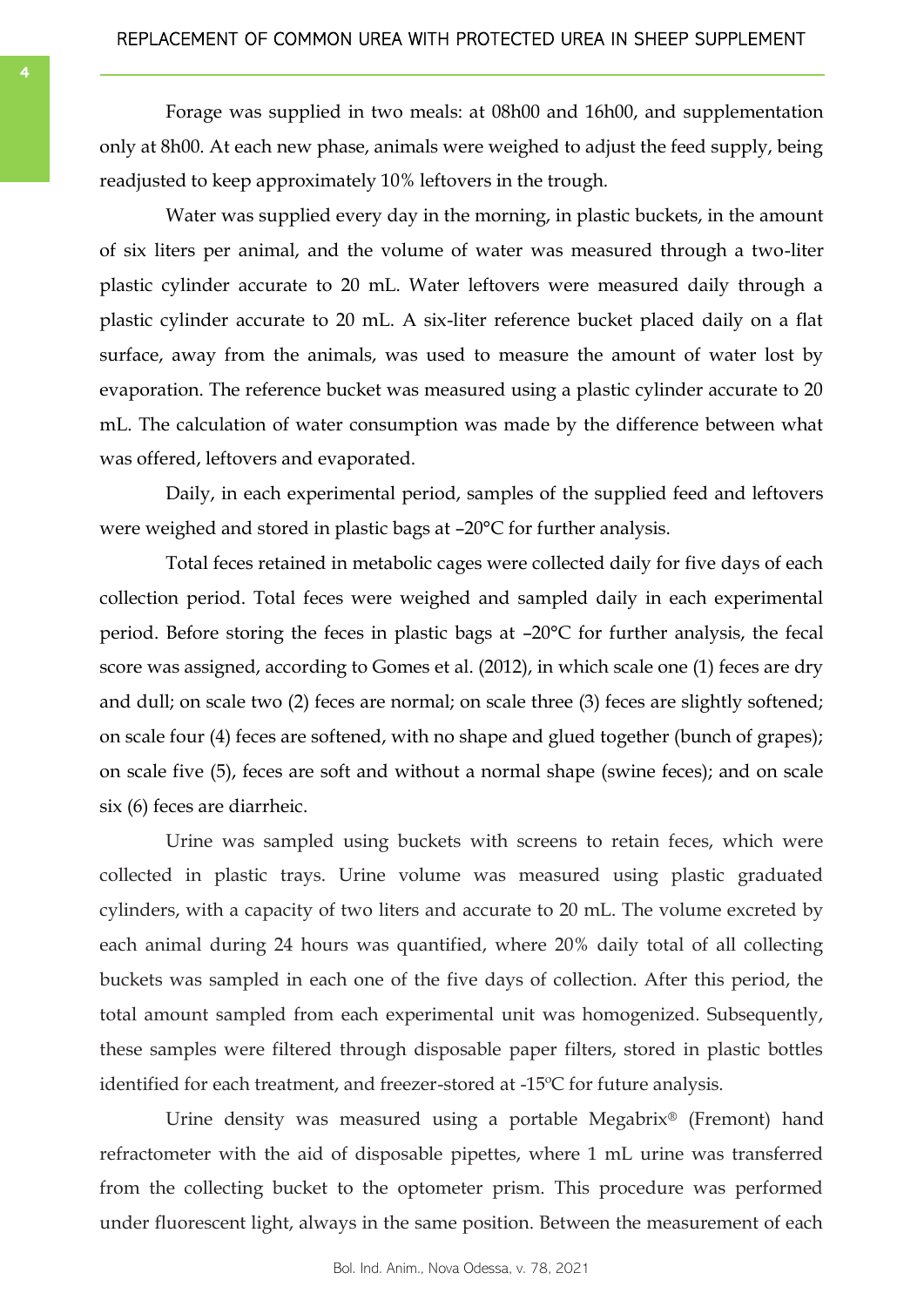Forage was supplied in two meals: at 08h00 and 16h00, and supplementation only at 8h00. At each new phase, animals were weighed to adjust the feed supply, being readjusted to keep approximately 10% leftovers in the trough.

Water was supplied every day in the morning, in plastic buckets, in the amount of six liters per animal, and the volume of water was measured through a two-liter plastic cylinder accurate to 20 mL. Water leftovers were measured daily through a plastic cylinder accurate to 20 mL. A six-liter reference bucket placed daily on a flat surface, away from the animals, was used to measure the amount of water lost by evaporation. The reference bucket was measured using a plastic cylinder accurate to 20 mL. The calculation of water consumption was made by the difference between what was offered, leftovers and evaporated.

Daily, in each experimental period, samples of the supplied feed and leftovers were weighed and stored in plastic bags at –20°C for further analysis.

Total feces retained in metabolic cages were collected daily for five days of each collection period. Total feces were weighed and sampled daily in each experimental period. Before storing the feces in plastic bags at –20°C for further analysis, the fecal score was assigned, according to Gomes et al. (2012), in which scale one (1) feces are dry and dull; on scale two (2) feces are normal; on scale three (3) feces are slightly softened; on scale four (4) feces are softened, with no shape and glued together (bunch of grapes); on scale five (5), feces are soft and without a normal shape (swine feces); and on scale six (6) feces are diarrheic.

Urine was sampled using buckets with screens to retain feces, which were collected in plastic trays. Urine volume was measured using plastic graduated cylinders, with a capacity of two liters and accurate to 20 mL. The volume excreted by each animal during 24 hours was quantified, where 20% daily total of all collecting buckets was sampled in each one of the five days of collection. After this period, the total amount sampled from each experimental unit was homogenized. Subsequently, these samples were filtered through disposable paper filters, stored in plastic bottles identified for each treatment, and freezer-stored at -15ºC for future analysis.

Urine density was measured using a portable Megabrix® (Fremont) hand refractometer with the aid of disposable pipettes, where 1 mL urine was transferred from the collecting bucket to the optometer prism. This procedure was performed under fluorescent light, always in the same position. Between the measurement of each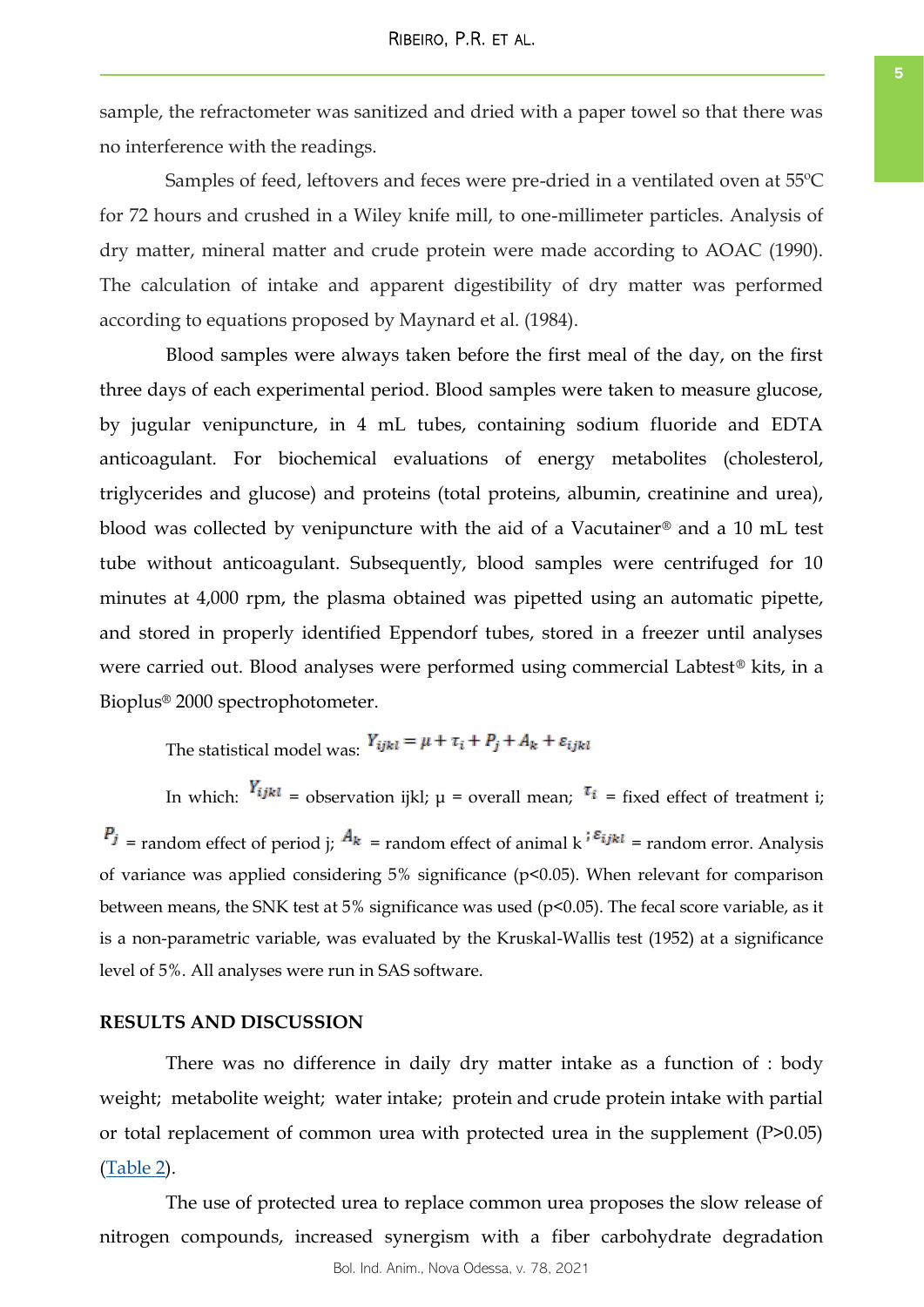sample, the refractometer was sanitized and dried with a paper towel so that there was no interference with the readings.

Samples of feed, leftovers and feces were pre-dried in a ventilated oven at 55ºC for 72 hours and crushed in a Wiley knife mill, to one-millimeter particles. Analysis of dry matter, mineral matter and crude protein were made according to AOAC (1990). The calculation of intake and apparent digestibility of dry matter was performed according to equations proposed by Maynard et al. (1984).

Blood samples were always taken before the first meal of the day, on the first three days of each experimental period. Blood samples were taken to measure glucose, by jugular venipuncture, in 4 mL tubes, containing sodium fluoride and EDTA anticoagulant. For biochemical evaluations of energy metabolites (cholesterol, triglycerides and glucose) and proteins (total proteins, albumin, creatinine and urea), blood was collected by venipuncture with the aid of a Vacutainer® and a 10 mL test tube without anticoagulant. Subsequently, blood samples were centrifuged for 10 minutes at 4,000 rpm, the plasma obtained was pipetted using an automatic pipette, and stored in properly identified Eppendorf tubes, stored in a freezer until analyses were carried out. Blood analyses were performed using commercial Labtest® kits, in a Bioplus® 2000 spectrophotometer.

The statistical model was: $Y_{ijkl} = \mu + \tau_i + P_j + A_k + \varepsilon_{ijkl}$

In which: $Y_{ijkl}$ = observation ijkl; μ = overall mean; $\tau_i$ = fixed effect of treatment i; $P_j$ = random effect of period j; $A_k$ = random effect of animal k ; $\varepsilon_{ijkl}$ = random error. Analysis of variance was applied considering 5% significance (p<0.05). When relevant for comparison between means, the SNK test at 5% significance was used (p<0.05). The fecal score variable, as it is a non-parametric variable, was evaluated by the Kruskal-Wallis test (1952) at a significance level of 5%. All analyses were run in SAS software.

## RESULTS AND DISCUSSION

There was no difference in daily dry matter intake as a function of : body weight; metabolite weight; water intake; protein and crude protein intake with partial or total replacement of common urea with protected urea in the supplement (P>0.05) (Table 2).

The use of protected urea to replace common urea proposes the slow release of nitrogen compounds, increased synergism with a fiber carbohydrate degradation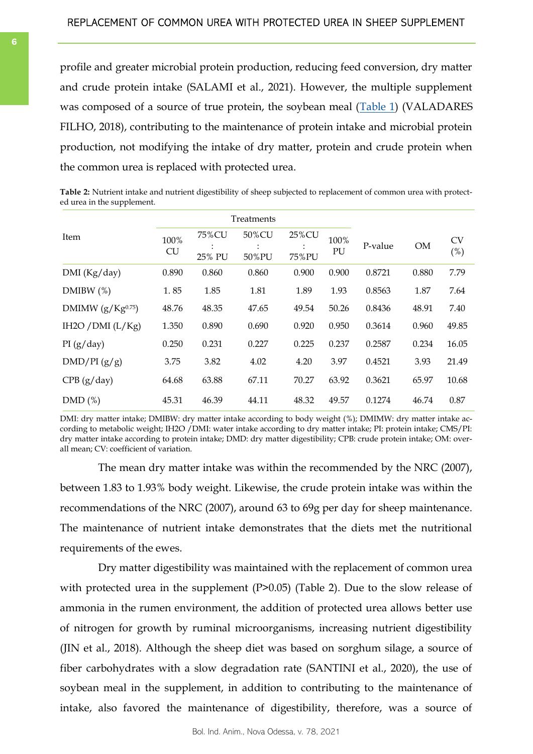profile and greater microbial protein production, reducing feed conversion, dry matter and crude protein intake (SALAMI et al., 2021). However, the multiple supplement was composed of a source of true protein, the soybean meal (Table 1) (VALADARES FILHO, 2018), contributing to the maintenance of protein intake and microbial protein production, not modifying the intake of dry matter, protein and crude protein when the common urea is replaced with protected urea.

**Table 2:** Nutrient intake and nutrient digestibility of sheep subjected to replacement of common urea with protected urea in the supplement.

| Item | Treatments | | | | | P-value | OM | CV (%) |
|---|---|---|---|---|---|---|---|---|
| | 100% CU | 75%CU : 25% PU | 50%CU : 50%PU | 25%CU : 75%PU | 100% PU | | | |
| DMI (Kg/day) | 0.890 | 0.860 | 0.860 | 0.900 | 0.900 | 0.8721 | 0.880 | 7.79 |
| DMIBW (%) | 1. 85 | 1.85 | 1.81 | 1.89 | 1.93 | 0.8563 | 1.87 | 7.64 |
| DMIMW ($g/Kg^{0.75}$) | 48.76 | 48.35 | 47.65 | 49.54 | 50.26 | 0.8436 | 48.91 | 7.40 |
| IH2O /DMI (L/Kg) | 1.350 | 0.890 | 0.690 | 0.920 | 0.950 | 0.3614 | 0.960 | 49.85 |
| PI (g/day) | 0.250 | 0.231 | 0.227 | 0.225 | 0.237 | 0.2587 | 0.234 | 16.05 |
| DMD/PI (g/g) | 3.75 | 3.82 | 4.02 | 4.20 | 3.97 | 0.4521 | 3.93 | 21.49 |
| CPB (g/day) | 64.68 | 63.88 | 67.11 | 70.27 | 63.92 | 0.3621 | 65.97 | 10.68 |
| DMD (%) | 45.31 | 46.39 | 44.11 | 48.32 | 49.57 | 0.1274 | 46.74 | 0.87 |

DMI: dry matter intake; DMIBW: dry matter intake according to body weight (%); DMIMW: dry matter intake according to metabolic weight; IH2O /DMI: water intake according to dry matter intake; PI: protein intake; CMS/PI: dry matter intake according to protein intake; DMD: dry matter digestibility; CPB: crude protein intake; OM: overall mean; CV: coefficient of variation.

The mean dry matter intake was within the recommended by the NRC (2007), between 1.83 to 1.93% body weight. Likewise, the crude protein intake was within the recommendations of the NRC (2007), around 63 to 69g per day for sheep maintenance. The maintenance of nutrient intake demonstrates that the diets met the nutritional requirements of the ewes.

Dry matter digestibility was maintained with the replacement of common urea with protected urea in the supplement (P>0.05) (Table 2). Due to the slow release of ammonia in the rumen environment, the addition of protected urea allows better use of nitrogen for growth by ruminal microorganisms, increasing nutrient digestibility (JIN et al., 2018). Although the sheep diet was based on sorghum silage, a source of fiber carbohydrates with a slow degradation rate (SANTINI et al., 2020), the use of soybean meal in the supplement, in addition to contributing to the maintenance of intake, also favored the maintenance of digestibility, therefore, was a source of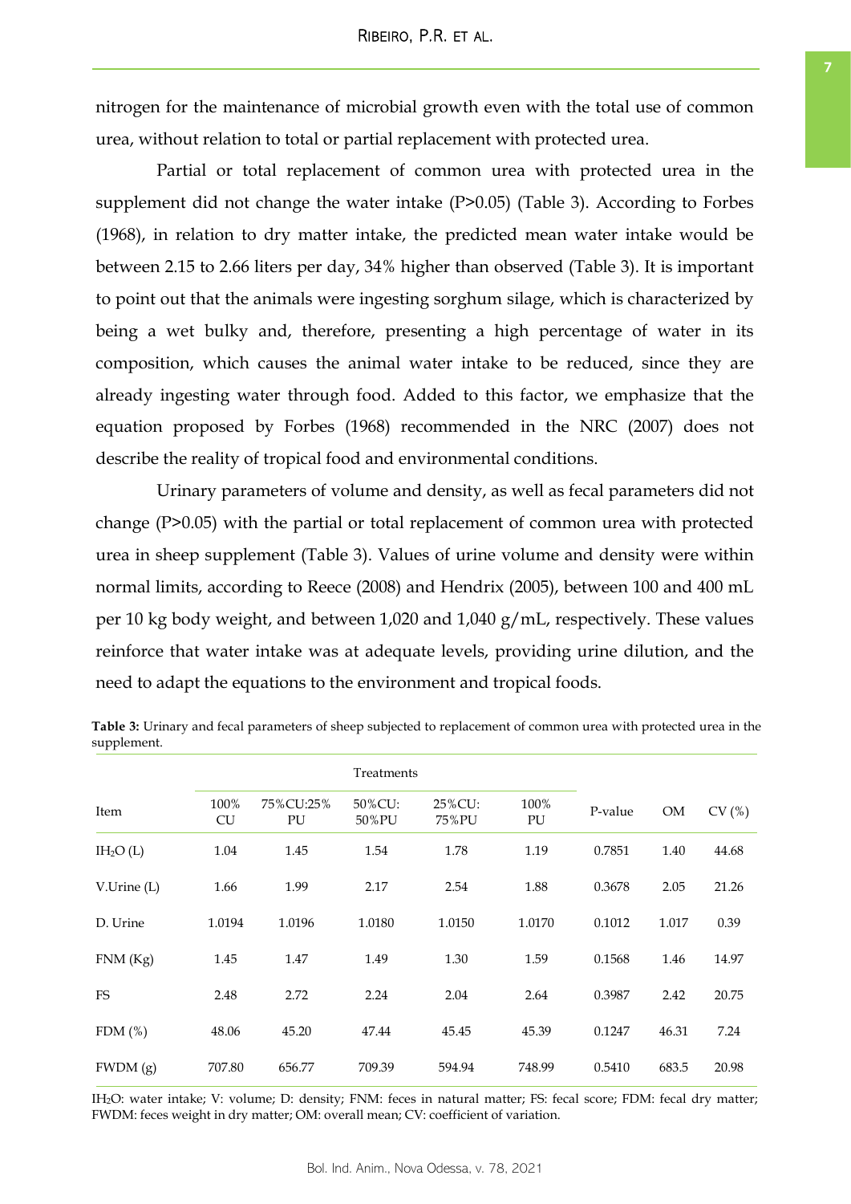nitrogen for the maintenance of microbial growth even with the total use of common urea, without relation to total or partial replacement with protected urea.

Partial or total replacement of common urea with protected urea in the supplement did not change the water intake (P>0.05) (Table 3). According to Forbes (1968), in relation to dry matter intake, the predicted mean water intake would be between 2.15 to 2.66 liters per day, 34% higher than observed (Table 3). It is important to point out that the animals were ingesting sorghum silage, which is characterized by being a wet bulky and, therefore, presenting a high percentage of water in its composition, which causes the animal water intake to be reduced, since they are already ingesting water through food. Added to this factor, we emphasize that the equation proposed by Forbes (1968) recommended in the NRC (2007) does not describe the reality of tropical food and environmental conditions.

Urinary parameters of volume and density, as well as fecal parameters did not change (P>0.05) with the partial or total replacement of common urea with protected urea in sheep supplement (Table 3). Values of urine volume and density were within normal limits, according to Reece (2008) and Hendrix (2005), between 100 and 400 mL per 10 kg body weight, and between 1,020 and 1,040 g/mL, respectively. These values reinforce that water intake was at adequate levels, providing urine dilution, and the need to adapt the equations to the environment and tropical foods.

**Table 3:** Urinary and fecal parameters of sheep subjected to replacement of common urea with protected urea in the supplement.

| Item | Treatments | | | | | P-value | OM | CV (%) |
|---|---|---|---|---|---|---|---|---|
| | 100% CU | 75%CU:25% PU | 50%CU: 50%PU | 25%CU: 75%PU | 100% PU | | | |
| $IH_2O$ (L) | 1.04 | 1.45 | 1.54 | 1.78 | 1.19 | 0.7851 | 1.40 | 44.68 |
| V.Urine (L) | 1.66 | 1.99 | 2.17 | 2.54 | 1.88 | 0.3678 | 2.05 | 21.26 |
| D. Urine | 1.0194 | 1.0196 | 1.0180 | 1.0150 | 1.0170 | 0.1012 | 1.017 | 0.39 |
| FNM (Kg) | 1.45 | 1.47 | 1.49 | 1.30 | 1.59 | 0.1568 | 1.46 | 14.97 |
| FS | 2.48 | 2.72 | 2.24 | 2.04 | 2.64 | 0.3987 | 2.42 | 20.75 |
| FDM (%) | 48.06 | 45.20 | 47.44 | 45.45 | 45.39 | 0.1247 | 46.31 | 7.24 |
| FWDM (g) | 707.80 | 656.77 | 709.39 | 594.94 | 748.99 | 0.5410 | 683.5 | 20.98 |

$IH_2O$: water intake; V: volume; D: density; FNM: feces in natural matter; FS: fecal score; FDM: fecal dry matter; FWDM: feces weight in dry matter; OM: overall mean; CV: coefficient of variation.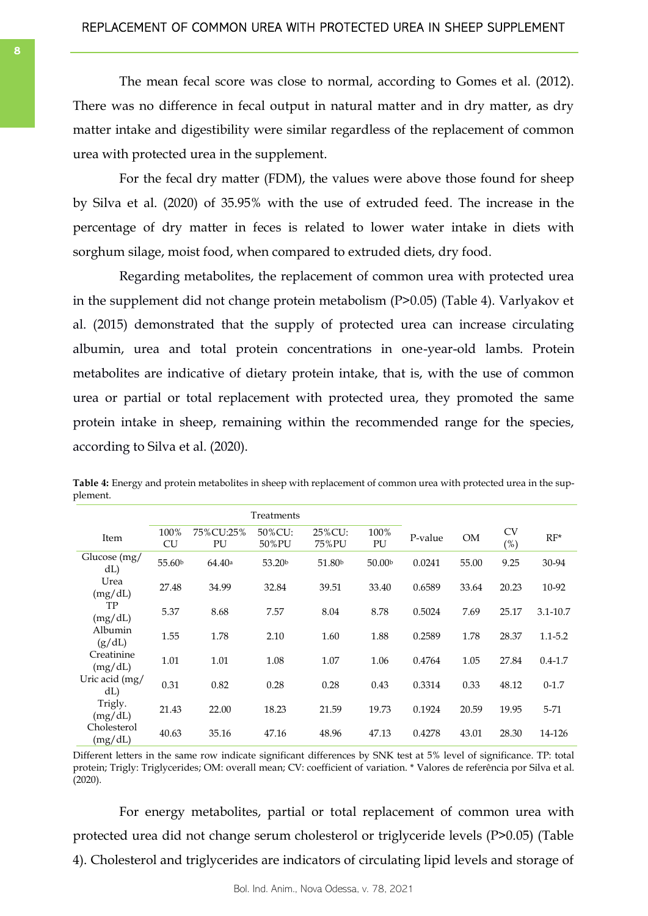The mean fecal score was close to normal, according to Gomes et al. (2012). There was no difference in fecal output in natural matter and in dry matter, as dry matter intake and digestibility were similar regardless of the replacement of common urea with protected urea in the supplement.

For the fecal dry matter (FDM), the values were above those found for sheep by Silva et al. (2020) of 35.95% with the use of extruded feed. The increase in the percentage of dry matter in feces is related to lower water intake in diets with sorghum silage, moist food, when compared to extruded diets, dry food.

Regarding metabolites, the replacement of common urea with protected urea in the supplement did not change protein metabolism (P>0.05) (Table 4). Varlyakov et al. (2015) demonstrated that the supply of protected urea can increase circulating albumin, urea and total protein concentrations in one-year-old lambs. Protein metabolites are indicative of dietary protein intake, that is, with the use of common urea or partial or total replacement with protected urea, they promoted the same protein intake in sheep, remaining within the recommended range for the species, according to Silva et al. (2020).

**Table 4:** Energy and protein metabolites in sheep with replacement of common urea with protected urea in the supplement.

| Item | Treatments | | | | | P-value | OM | CV (%) | RF* |
|---|---|---|---|---|---|---|---|---|---|
| | 100% CU | 75%CU:25% PU | 50%CU: 50%PU | 25%CU: 75%PU | 100% PU | | | | |
| Glucose (mg/dL) | 55.60[b] | 64.40[a] | 53.20[b] | 51.80[b] | 50.00[b] | 0.0241 | 55.00 | 9.25 | 30-94 |
| Urea (mg/dL) | 27.48 | 34.99 | 32.84 | 39.51 | 33.40 | 0.6589 | 33.64 | 20.23 | 10-92 |
| TP (mg/dL) | 5.37 | 8.68 | 7.57 | 8.04 | 8.78 | 0.5024 | 7.69 | 25.17 | 3.1-10.7 |
| Albumin (g/dL) | 1.55 | 1.78 | 2.10 | 1.60 | 1.88 | 0.2589 | 1.78 | 28.37 | 1.1-5.2 |
| Creatinine (mg/dL) | 1.01 | 1.01 | 1.08 | 1.07 | 1.06 | 0.4764 | 1.05 | 27.84 | 0.4-1.7 |
| Uric acid (mg/dL) | 0.31 | 0.82 | 0.28 | 0.28 | 0.43 | 0.3314 | 0.33 | 48.12 | 0-1.7 |
| Trigly. (mg/dL) | 21.43 | 22.00 | 18.23 | 21.59 | 19.73 | 0.1924 | 20.59 | 19.95 | 5-71 |
| Cholesterol (mg/dL) | 40.63 | 35.16 | 47.16 | 48.96 | 47.13 | 0.4278 | 43.01 | 28.30 | 14-126 |

Different letters in the same row indicate significant differences by SNK test at 5% level of significance. TP: total protein; Trigly: Triglycerides; OM: overall mean; CV: coefficient of variation. * Valores de referência por Silva et al. (2020).

For energy metabolites, partial or total replacement of common urea with protected urea did not change serum cholesterol or triglyceride levels (P>0.05) (Table 4). Cholesterol and triglycerides are indicators of circulating lipid levels and storage of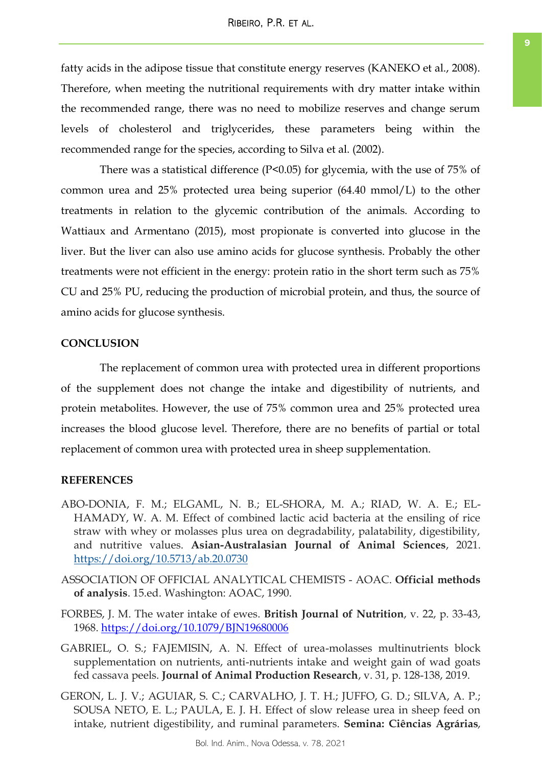fatty acids in the adipose tissue that constitute energy reserves (KANEKO et al., 2008). Therefore, when meeting the nutritional requirements with dry matter intake within the recommended range, there was no need to mobilize reserves and change serum levels of cholesterol and triglycerides, these parameters being within the recommended range for the species, according to Silva et al. (2002).

There was a statistical difference ($P<0.05$) for glycemia, with the use of 75% of common urea and 25% protected urea being superior (64.40 mmol/L) to the other treatments in relation to the glycemic contribution of the animals. According to Wattiaux and Armentano (2015), most propionate is converted into glucose in the liver. But the liver can also use amino acids for glucose synthesis. Probably the other treatments were not efficient in the energy: protein ratio in the short term such as 75% CU and 25% PU, reducing the production of microbial protein, and thus, the source of amino acids for glucose synthesis.

## CONCLUSION

The replacement of common urea with protected urea in different proportions of the supplement does not change the intake and digestibility of nutrients, and protein metabolites. However, the use of 75% common urea and 25% protected urea increases the blood glucose level. Therefore, there are no benefits of partial or total replacement of common urea with protected urea in sheep supplementation.

## REFERENCES

ABO-DONIA, F. M.; ELGAML, N. B.; EL-SHORA, M. A.; RIAD, W. A. E.; EL-HAMADY, W. A. M. Effect of combined lactic acid bacteria at the ensiling of rice straw with whey or molasses plus urea on degradability, palatability, digestibility, and nutritive values. **Asian-Australasian Journal of Animal Sciences**, 2021. https://doi.org/10.5713/ab.20.0730

ASSOCIATION OF OFFICIAL ANALYTICAL CHEMISTS - AOAC. **Official methods of analysis**. 15.ed. Washington: AOAC, 1990.

FORBES, J. M. The water intake of ewes. **British Journal of Nutrition**, v. 22, p. 33-43, 1968. https://doi.org/10.1079/BJN19680006

GABRIEL, O. S.; FAJEMISIN, A. N. Effect of urea-molasses multinutrients block supplementation on nutrients, anti-nutrients intake and weight gain of wad goats fed cassava peels. **Journal of Animal Production Research**, v. 31, p. 128-138, 2019.

GERON, L. J. V.; AGUIAR, S. C.; CARVALHO, J. T. H.; JUFFO, G. D.; SILVA, A. P.; SOUSA NETO, E. L.; PAULA, E. J. H. Effect of slow release urea in sheep feed on intake, nutrient digestibility, and ruminal parameters. **Semina: Ciências Agrárias**,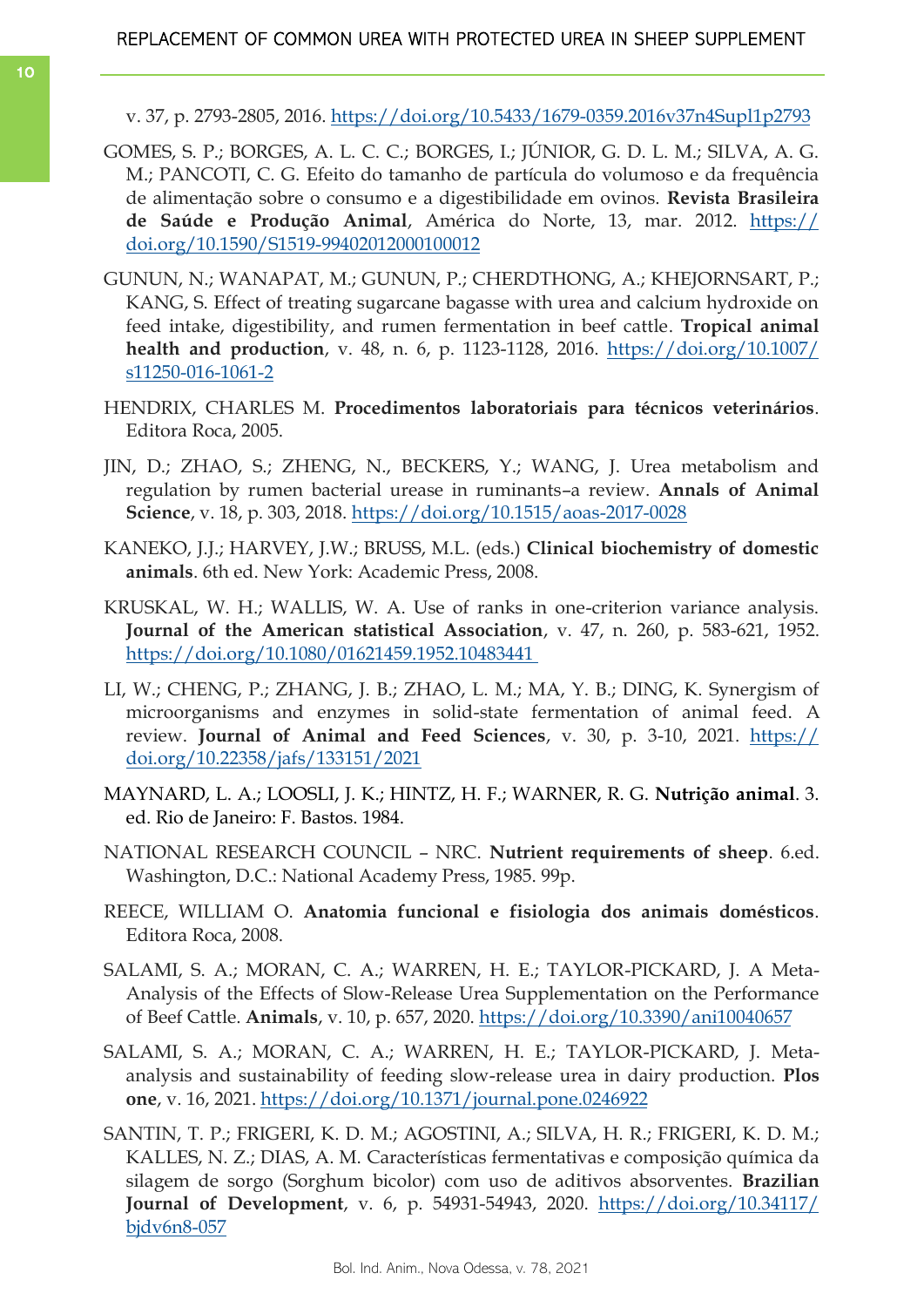v. 37, p. 2793-2805, 2016. https://doi.org/10.5433/1679-0359.2016v37n4Supl1p2793

GOMES, S. P.; BORGES, A. L. C. C.; BORGES, I.; JÚNIOR, G. D. L. M.; SILVA, A. G. M.; PANCOTI, C. G. Efeito do tamanho de partícula do volumoso e da frequência de alimentação sobre o consumo e a digestibilidade em ovinos. **Revista Brasileira de Saúde e Produção Animal**, América do Norte, 13, mar. 2012. https://doi.org/10.1590/S1519-99402012000100012

GUNUN, N.; WANAPAT, M.; GUNUN, P.; CHERDTHONG, A.; KHEJORNSART, P.; KANG, S. Effect of treating sugarcane bagasse with urea and calcium hydroxide on feed intake, digestibility, and rumen fermentation in beef cattle. **Tropical animal health and production**, v. 48, n. 6, p. 1123-1128, 2016. https://doi.org/10.1007/s11250-016-1061-2

HENDRIX, CHARLES M. **Procedimentos laboratoriais para técnicos veterinários**. Editora Roca, 2005.

JIN, D.; ZHAO, S.; ZHENG, N., BECKERS, Y.; WANG, J. Urea metabolism and regulation by rumen bacterial urease in ruminants–a review. **Annals of Animal Science**, v. 18, p. 303, 2018. https://doi.org/10.1515/aoas-2017-0028

KANEKO, J.J.; HARVEY, J.W.; BRUSS, M.L. (eds.) **Clinical biochemistry of domestic animals**. 6th ed. New York: Academic Press, 2008.

KRUSKAL, W. H.; WALLIS, W. A. Use of ranks in one-criterion variance analysis. **Journal of the American statistical Association**, v. 47, n. 260, p. 583-621, 1952. https://doi.org/10.1080/01621459.1952.10483441

LI, W.; CHENG, P.; ZHANG, J. B.; ZHAO, L. M.; MA, Y. B.; DING, K. Synergism of microorganisms and enzymes in solid-state fermentation of animal feed. A review. **Journal of Animal and Feed Sciences**, v. 30, p. 3-10, 2021. https://doi.org/10.22358/jafs/133151/2021

MAYNARD, L. A.; LOOSLI, J. K.; HINTZ, H. F.; WARNER, R. G. **Nutrição animal**. 3. ed. Rio de Janeiro: F. Bastos. 1984.

NATIONAL RESEARCH COUNCIL – NRC. **Nutrient requirements of sheep**. 6.ed. Washington, D.C.: National Academy Press, 1985. 99p.

REECE, WILLIAM O. **Anatomia funcional e fisiologia dos animais domésticos**. Editora Roca, 2008.

SALAMI, S. A.; MORAN, C. A.; WARREN, H. E.; TAYLOR-PICKARD, J. A Meta-Analysis of the Effects of Slow-Release Urea Supplementation on the Performance of Beef Cattle. **Animals**, v. 10, p. 657, 2020. https://doi.org/10.3390/ani10040657

SALAMI, S. A.; MORAN, C. A.; WARREN, H. E.; TAYLOR-PICKARD, J. Meta-analysis and sustainability of feeding slow-release urea in dairy production. **Plos one**, v. 16, 2021. https://doi.org/10.1371/journal.pone.0246922

SANTIN, T. P.; FRIGERI, K. D. M.; AGOSTINI, A.; SILVA, H. R.; FRIGERI, K. D. M.; KALLES, N. Z.; DIAS, A. M. Características fermentativas e composição química da silagem de sorgo (Sorghum bicolor) com uso de aditivos absorventes. **Brazilian Journal of Development**, v. 6, p. 54931-54943, 2020. https://doi.org/10.34117/bjdv6n8-057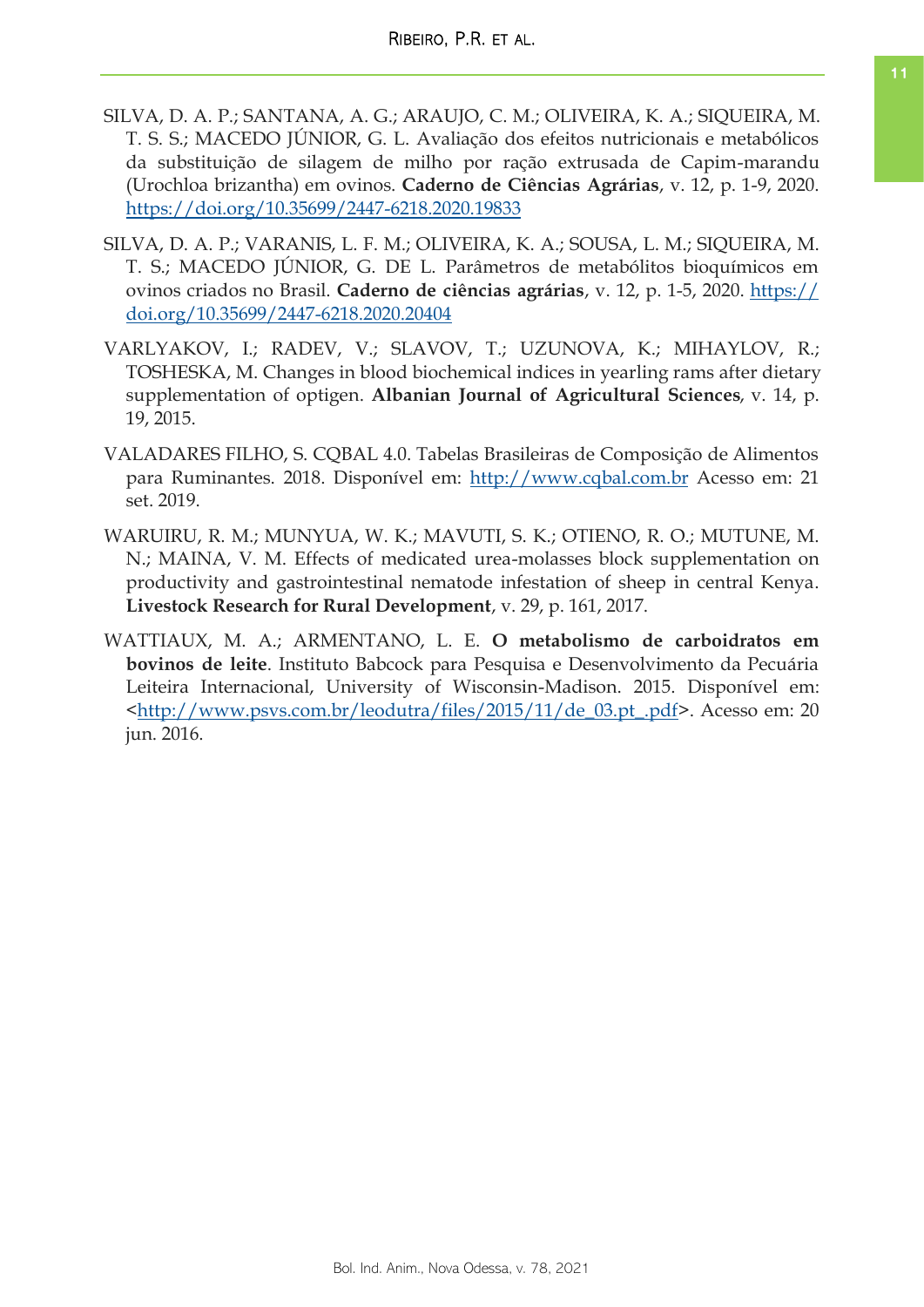SILVA, D. A. P.; SANTANA, A. G.; ARAUJO, C. M.; OLIVEIRA, K. A.; SIQUEIRA, M. T. S. S.; MACEDO JÚNIOR, G. L. Avaliação dos efeitos nutricionais e metabólicos da substituição de silagem de milho por ração extrusada de Capim-marandu (Urochloa brizantha) em ovinos. **Caderno de Ciências Agrárias**, v. 12, p. 1-9, 2020. https://doi.org/10.35699/2447-6218.2020.19833

SILVA, D. A. P.; VARANIS, L. F. M.; OLIVEIRA, K. A.; SOUSA, L. M.; SIQUEIRA, M. T. S.; MACEDO JÚNIOR, G. DE L. Parâmetros de metabólitos bioquímicos em ovinos criados no Brasil. **Caderno de ciências agrárias**, v. 12, p. 1-5, 2020. https://doi.org/10.35699/2447-6218.2020.20404

VARLYAKOV, I.; RADEV, V.; SLAVOV, T.; UZUNOVA, K.; MIHAYLOV, R.; TOSHESKA, M. Changes in blood biochemical indices in yearling rams after dietary supplementation of optigen. **Albanian Journal of Agricultural Sciences**, v. 14, p. 19, 2015.

VALADARES FILHO, S. CQBAL 4.0. Tabelas Brasileiras de Composição de Alimentos para Ruminantes. 2018. Disponível em: http://www.cqbal.com.br Acesso em: 21 set. 2019.

WARUIRU, R. M.; MUNYUA, W. K.; MAVUTI, S. K.; OTIENO, R. O.; MUTUNE, M. N.; MAINA, V. M. Effects of medicated urea-molasses block supplementation on productivity and gastrointestinal nematode infestation of sheep in central Kenya. **Livestock Research for Rural Development**, v. 29, p. 161, 2017.

WATTIAUX, M. A.; ARMENTANO, L. E. **O metabolismo de carboidratos em bovinos de leite**. Instituto Babcock para Pesquisa e Desenvolvimento da Pecuária Leiteira Internacional, University of Wisconsin-Madison. 2015. Disponível em: <http://www.psvs.com.br/leodutra/files/2015/11/de_03.pt_.pdf>. Acesso em: 20 jun. 2016.